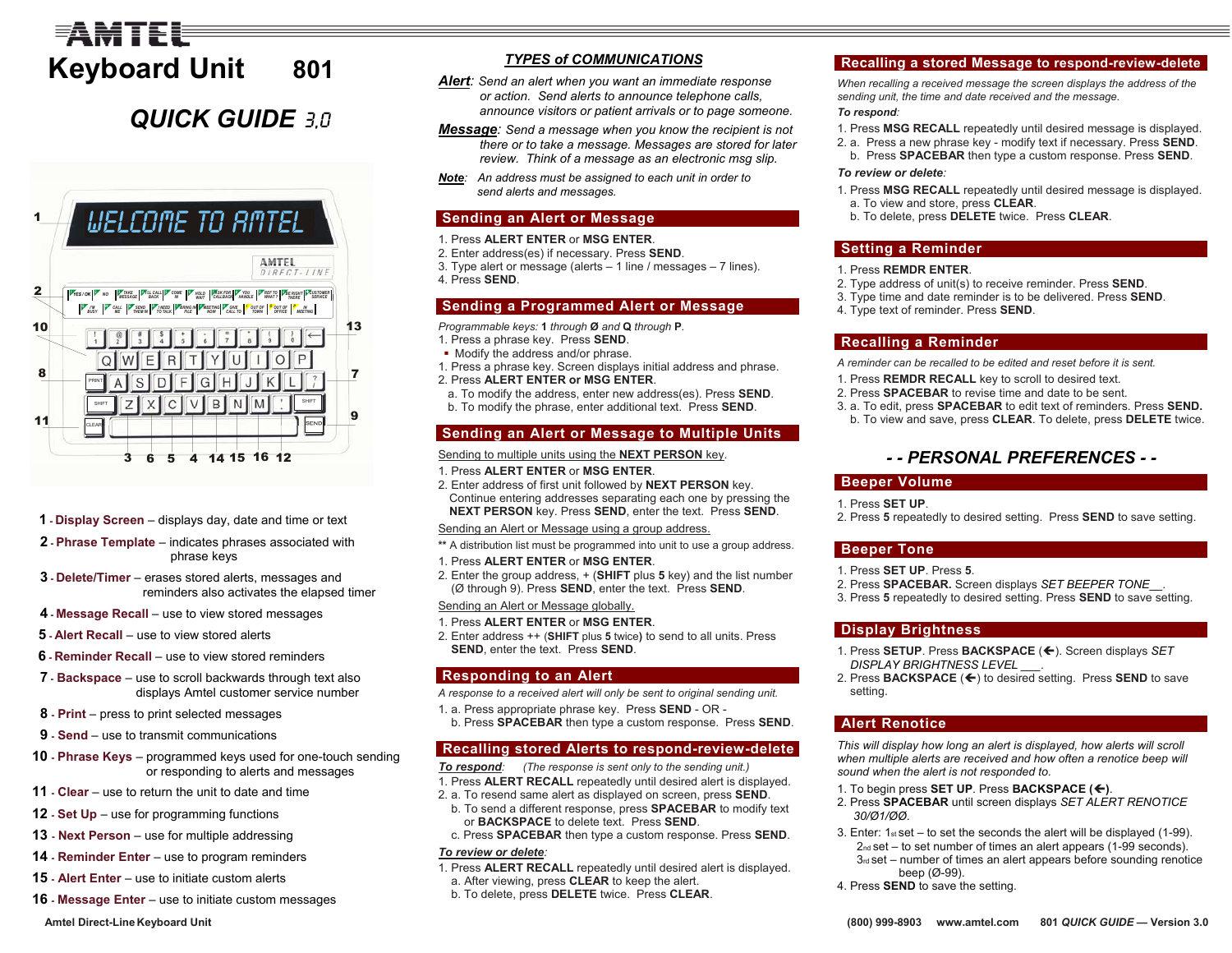# AMTEL

# Keyboard Unit 801

## QUICK GUIDE 3.0

1 - **Display Screen** – displays day, date and time or text

2 - **Phrase Template** – indicates phrases associated with phrase keys

3 - **Delete/Timer** – erases stored alerts, messages and reminders also activates the elapsed timer

4 - **Message Recall** – use to view stored messages

5 - **Alert Recall** – use to view stored alerts

6 - **Reminder Recall** – use to view stored reminders

7 - **Backspace** – use to scroll backwards through text also displays Amtel customer service number

8 - **Print** – press to print selected messages

9 - **Send** – use to transmit communications

10 - **Phrase Keys** – programmed keys used for one-touch sending or responding to alerts and messages

11 - **Clear** – use to return the unit to date and time

12 - **Set Up** – use for programming functions

13 - **Next Person** – use for multiple addressing

14 - **Reminder Enter** – use to program reminders

15 - **Alert Enter** – use to initiate custom alerts

16 - **Message Enter** – use to initiate custom messages

Amtel Direct-Line Keyboard Unit

## *TYPES of COMMUNICATIONS*

***Alert***: *Send an alert when you want an immediate response or action. Send alerts to announce telephone calls, announce visitors or patient arrivals or to page someone.*

***Message***: *Send a message when you know the recipient is not there or to take a message. Messages are stored for later review. Think of a message as an electronic msg slip.*

***Note***: *An address must be assigned to each unit in order to send alerts and messages.*

## Sending an Alert or Message

1. Press **ALERT ENTER** or **MSG ENTER**.
2. Enter address(es) if necessary. Press **SEND**.
3. Type alert or message (alerts – 1 line / messages – 7 lines).
4. Press **SEND**.

## Sending a Programmed Alert or Message

*Programmable keys:* **1** *through* **Ø** *and* **Q** *through* **P**.

1. Press a phrase key. Press **SEND**.

- Modify the address and/or phrase.

1. Press a phrase key. Screen displays initial address and phrase.
2. Press **ALERT ENTER or MSG ENTER**.
   a. To modify the address, enter new address(es). Press **SEND**.
   b. To modify the phrase, enter additional text. Press **SEND**.

## Sending an Alert or Message to Multiple Units

Sending to multiple units using the **NEXT PERSON** key.

1. Press **ALERT ENTER** or **MSG ENTER**.
2. Enter address of first unit followed by **NEXT PERSON** key. Continue entering addresses separating each one by pressing the **NEXT PERSON** key. Press **SEND**, enter the text. Press **SEND**.

Sending an Alert or Message using a group address.

** A distribution list must be programmed into unit to use a group address.

1. Press **ALERT ENTER** or **MSG ENTER**.
2. Enter the group address, + (**SHIFT** plus **5** key) and the list number (Ø through 9). Press **SEND**, enter the text. Press **SEND**.

Sending an Alert or Message globally.

1. Press **ALERT ENTER** or **MSG ENTER**.
2. Enter address ++ (**SHIFT** plus **5** twice) to send to all units. Press **SEND**, enter the text. Press **SEND**.

## Responding to an Alert

*A response to a received alert will only be sent to original sending unit.*

1. a. Press appropriate phrase key. Press **SEND** - OR -
   b. Press **SPACEBAR** then type a custom response. Press **SEND**.

## Recalling stored Alerts to respond-review-delete

***To respond***: *(The response is sent only to the sending unit.)*

1. Press **ALERT RECALL** repeatedly until desired alert is displayed.
2. a. To resend same alert as displayed on screen, press **SEND**.
   b. To send a different response, press **SPACEBAR** to modify text or **BACKSPACE** to delete text. Press **SEND**.
   c. Press **SPACEBAR** then type a custom response. Press **SEND**.

***To review or delete***:

1. Press **ALERT RECALL** repeatedly until desired alert is displayed.
   a. After viewing, press **CLEAR** to keep the alert.
   b. To delete, press **DELETE** twice. Press **CLEAR**.

## Recalling a stored Message to respond-review-delete

*When recalling a received message the screen displays the address of the sending unit, the time and date received and the message.*

***To respond***:

1. Press **MSG RECALL** repeatedly until desired message is displayed.
2. a. Press a new phrase key - modify text if necessary. Press **SEND**.
   b. Press **SPACEBAR** then type a custom response. Press **SEND**.

***To review or delete***:

1. Press **MSG RECALL** repeatedly until desired message is displayed.
   a. To view and store, press **CLEAR**.
   b. To delete, press **DELETE** twice. Press **CLEAR**.

## Setting a Reminder

1. Press **REMDR ENTER**.
2. Type address of unit(s) to receive reminder. Press **SEND**.
3. Type time and date reminder is to be delivered. Press **SEND**.
4. Type text of reminder. Press **SEND**.

## Recalling a Reminder

*A reminder can be recalled to be edited and reset before it is sent.*

1. Press **REMDR RECALL** key to scroll to desired text.
2. Press **SPACEBAR** to revise time and date to be sent.
3. a. To edit, press **SPACEBAR** to edit text of reminders. Press **SEND.**
   b. To view and save, press **CLEAR**. To delete, press **DELETE** twice.

## *- - PERSONAL PREFERENCES - -*

## Beeper Volume

1. Press **SET UP**.
2. Press **5** repeatedly to desired setting. Press **SEND** to save setting.

## Beeper Tone

1. Press **SET UP**. Press **5**.
2. Press **SPACEBAR.** Screen displays *SET BEEPER TONE__*.
3. Press **5** repeatedly to desired setting. Press **SEND** to save setting.

## Display Brightness

1. Press **SETUP**. Press **BACKSPACE** (**🡐**). Screen displays *SET DISPLAY BRIGHTNESS LEVEL ___*.
2. Press **BACKSPACE** (**🡐**) to desired setting. Press **SEND** to save setting.

## Alert Renotice

*This will display how long an alert is displayed, how alerts will scroll when multiple alerts are received and how often a renotice beep will sound when the alert is not responded to.*

1. To begin press **SET UP**. Press **BACKSPACE** (**🡐**).
2. Press **SPACEBAR** until screen displays *SET ALERT RENOTICE 30/Ø1/ØØ.*
3. Enter: 1st set – to set the seconds the alert will be displayed (1-99).
   2nd set – to set number of times an alert appears (1-99 seconds).
   3rd set – number of times an alert appears before sounding renotice beep (Ø-99).
4. Press **SEND** to save the setting.

(800) 999-8903 www.amtel.com 801 *QUICK GUIDE* — Version 3.0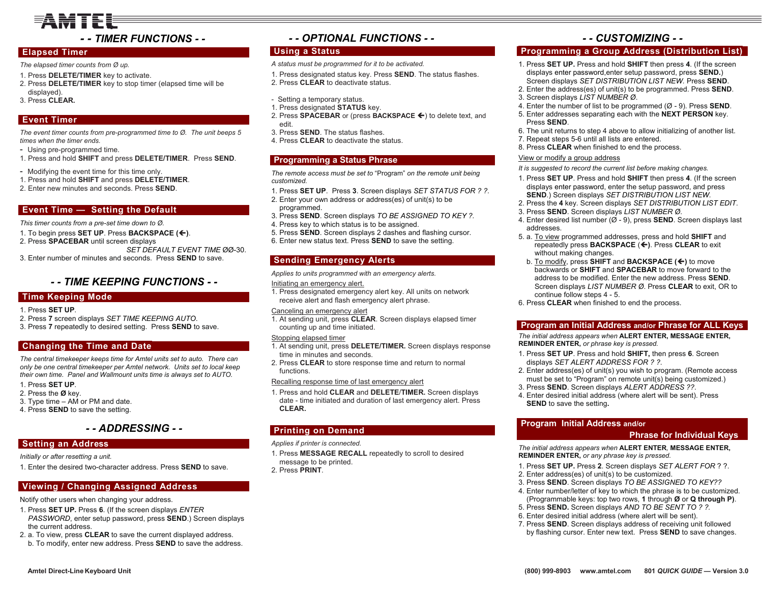# AMTEL

## - - TIMER FUNCTIONS - -

### Elapsed Timer

*The elapsed timer counts from Ø up.*

1. Press **DELETE/TIMER** key to activate.
2. Press **DELETE/TIMER** key to stop timer (elapsed time will be displayed).
3. Press **CLEAR.**

### Event Timer

*The event timer counts from pre-programmed time to Ø. The unit beeps 5 times when the timer ends.*

- Using pre-programmed time.

1. Press and hold **SHIFT** and press **DELETE/TIMER**. Press **SEND**.

- Modifying the event time for this time only.

1. Press and hold **SHIFT** and press **DELETE/TIMER**.
2. Enter new minutes and seconds. Press **SEND**.

### Event Time — Setting the Default

*This timer counts from a pre-set time down to Ø.*

1. To begin press **SET UP**. Press **BACKSPACE (🡐)**.
2. Press **SPACEBAR** until screen displays *SET DEFAULT EVENT TIME ØØ*-30.
3. Enter number of minutes and seconds. Press **SEND** to save.

## - - TIME KEEPING FUNCTIONS - -

### Time Keeping Mode

1. Press **SET UP**.
2. Press **7** screen displays *SET TIME KEEPING AUTO*.
3. Press **7** repeatedly to desired setting. Press **SEND** to save.

### Changing the Time and Date

*The central timekeeper keeps time for Amtel units set to auto. There can only be one central timekeeper per Amtel network. Units set to local keep their own time. Panel and Wallmount units time is always set to AUTO.*

1. Press **SET UP**.
2. Press the **Ø** key.
3. Type time – AM or PM and date.
4. Press **SEND** to save the setting.

## - - ADDRESSING - -

### Setting an Address

*Initially or after resetting a unit.*

1. Enter the desired two-character address. Press **SEND** to save.

### Viewing / Changing Assigned Address

Notify other users when changing your address.

1. Press **SET UP.** Press **6**. (If the screen displays *ENTER PASSWORD*, enter setup password, press **SEND**.) Screen displays the current address.
2. a. To view, press **CLEAR** to save the current displayed address.
   b. To modify, enter new address. Press **SEND** to save the address.

## - - OPTIONAL FUNCTIONS - -

### Using a Status

*A status must be programmed for it to be activated.*

1. Press designated status key. Press **SEND**. The status flashes.
2. Press **CLEAR** to deactivate status.

- Setting a temporary status.

1. Press designated **STATUS** key.
2. Press **SPACEBAR** or (press **BACKSPACE 🡐**) to delete text, and edit.
3. Press **SEND**. The status flashes.
4. Press **CLEAR** to deactivate the status.

### Programming a Status Phrase

*The remote access must be set to* "Program" *on the remote unit being customized.*

1. Press **SET UP**. Press **3**. Screen displays *SET STATUS FOR ? ?.*
2. Enter your own address or address(es) of unit(s) to be programmed.
3. Press **SEND**. Screen displays *TO BE ASSIGNED TO KEY ?.*
4. Press key to which status is to be assigned.
5. Press **SEND**. Screen displays 2 dashes and flashing cursor.
6. Enter new status text. Press **SEND** to save the setting.

### Sending Emergency Alerts

*Applies to units programmed with an emergency alerts.*

Initiating an emergency alert.

1. Press designated emergency alert key. All units on network receive alert and flash emergency alert phrase.

Canceling an emergency alert

1. At sending unit, press **CLEAR**. Screen displays elapsed timer counting up and time initiated.

Stopping elapsed timer

1. At sending unit, press **DELETE/TIMER.** Screen displays response time in minutes and seconds.
2. Press **CLEAR** to store response time and return to normal functions.

Recalling response time of last emergency alert

1. Press and hold **CLEAR** and **DELETE**/**TIMER.** Screen displays date - time initiated and duration of last emergency alert. Press **CLEAR.**

### Printing on Demand

*Applies if printer is connected.*

1. Press **MESSAGE RECALL** repeatedly to scroll to desired message to be printed.
2. Press **PRINT**.

## - - CUSTOMIZING - -

### Programming a Group Address (Distribution List)

1. Press **SET UP.** Press and hold **SHIFT** then press **4**. (If the screen displays enter password,enter setup password, press **SEND.**) Screen displays *SET DISTRIBUTION LIST NEW*. Press **SEND**.
2. Enter the address(es) of unit(s) to be programmed. Press **SEND**.
3. Screen displays *LIST NUMBER Ø*.
4. Enter the number of list to be programmed (Ø - 9). Press **SEND**.
5. Enter addresses separating each with the **NEXT PERSON** key. Press **SEND**.
6. The unit returns to step 4 above to allow initializing of another list.
7. Repeat steps 5-6 until all lists are entered.
8. Press **CLEAR** when finished to end the process.

View or modify a group address

*It is suggested to record the current list before making changes.*

1. Press **SET UP**. Press and hold **SHIFT** then press **4**. (If the screen displays enter password, enter the setup password, and press **SEND**.) Screen displays *SET DISTRIBUTION LIST NEW*.
2. Press the **4** key. Screen displays *SET DISTRIBUTION LIST EDIT*.
3. Press **SEND**. Screen displays *LIST NUMBER Ø*.
4. Enter desired list number (Ø - 9), press **SEND**. Screen displays last addresses.
5. a. To view programmed addresses, press and hold **SHIFT** and repeatedly press **BACKSPACE** (**🡐**). Press **CLEAR** to exit without making changes.
   b. To modify, press **SHIFT** and **BACKSPACE (🡐)** to move backwards or **SHIFT** and **SPACEBAR** to move forward to the address to be modified. Enter the new address. Press **SEND**. Screen displays *LIST NUMBER Ø*. Press **CLEAR** to exit, OR to continue follow steps 4 - 5.
6. Press **CLEAR** when finished to end the process.

### Program an Initial Address and/or Phrase for ALL Keys

*The initial address appears when* **ALERT ENTER, MESSAGE ENTER, REMINDER ENTER,** *or phrase key is pressed.*

1. Press **SET UP**. Press and hold **SHIFT,** then press **6**. Screen displays *SET ALERT ADDRESS FOR ? ?*.
2. Enter address(es) of unit(s) you wish to program. (Remote access must be set to "Program" on remote unit(s) being customized.)
3. Press **SEND**. Screen displays *ALERT ADDRESS ??*.
4. Enter desired initial address (where alert will be sent). Press **SEND** to save the setting**.**

### Program Initial Address and/or Phrase for Individual Keys

*The initial address appears when* **ALERT ENTER**, **MESSAGE ENTER, REMINDER ENTER,** *or any phrase key is pressed.*

1. Press **SET UP.** Press **2**. Screen displays *SET ALERT FOR* ? ?.
2. Enter address(es) of unit(s) to be customized.
3. Press **SEND**. Screen displays *TO BE ASSIGNED TO KEY??*
4. Enter number/letter of key to which the phrase is to be customized. (Programmable keys: top two rows, **1** through **Ø** or **Q through P)**.
5. Press **SEND.** Screen displays *AND TO BE SENT TO ? ?.*
6. Enter desired initial address (where alert will be sent).
7. Press **SEND**. Screen displays address of receiving unit followed by flashing cursor. Enter new text. Press **SEND** to save changes.

**Amtel Direct-Line Keyboard Unit**

**(800) 999-8903 www.amtel.com 801 *QUICK GUIDE* — Version 3.0**